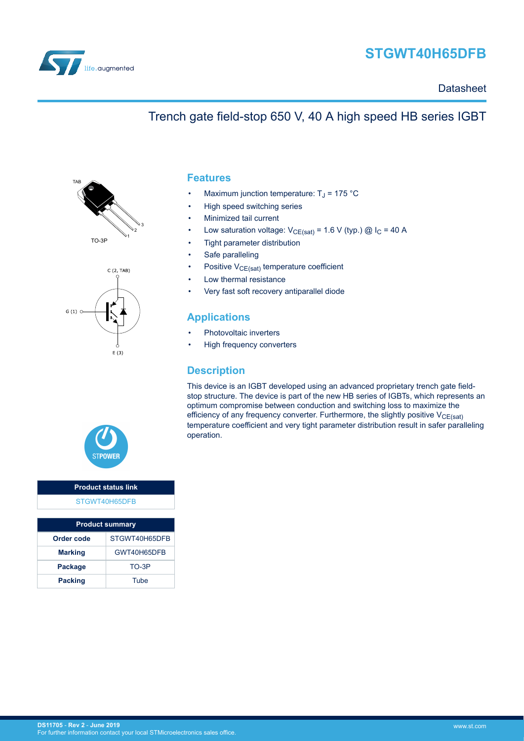# STGWT40H65DFB

Datasheet

## Trench gate field-stop 650 V, 40 A high speed HB series IGBT

TAB

TO-3P

C (2, TAB)

G (1)

E (3)

### Product status link

STGWT40H65DFB

| Product summary | |
|---|---|
| **Order code** | STGWT40H65DFB |
| **Marking** | GWT40H65DFB |
| **Package** | TO-3P |
| **Packing** | Tube |

## Features

- Maximum junction temperature: $T_J$ = 175 °C
- High speed switching series
- Minimized tail current
- Low saturation voltage: $V_{CE(sat)}$ = 1.6 V (typ.) @ $I_C$ = 40 A
- Tight parameter distribution
- Safe paralleling
- Positive $V_{CE(sat)}$ temperature coefficient
- Low thermal resistance
- Very fast soft recovery antiparallel diode

## Applications

- Photovoltaic inverters
- High frequency converters

## Description

This device is an IGBT developed using an advanced proprietary trench gate field-stop structure. The device is part of the new HB series of IGBTs, which represents an optimum compromise between conduction and switching loss to maximize the efficiency of any frequency converter. Furthermore, the slightly positive $V_{CE(sat)}$ temperature coefficient and very tight parameter distribution result in safer paralleling operation.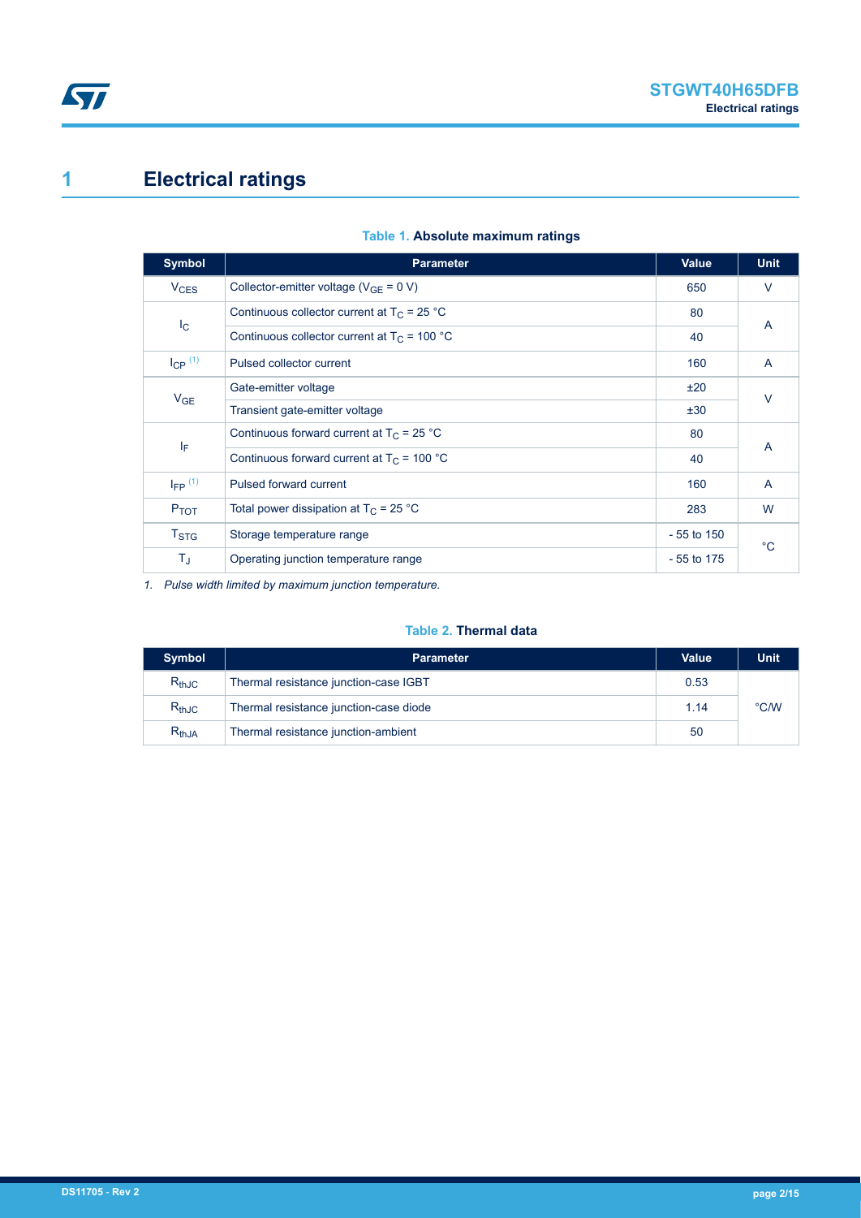# 1 Electrical ratings

**Table 1. Absolute maximum ratings**

| Symbol | Parameter | Value | Unit |
|---|---|---|---|
| $V_{CES}$ | Collector-emitter voltage ($V_{GE}$ = 0 V) | 650 | V |
| $I_C$ | Continuous collector current at $T_C$ = 25 °C | 80 | A |
| | Continuous collector current at $T_C$ = 100 °C | 40 | |
| $I_{CP}$ (1) | Pulsed collector current | 160 | A |
| $V_{GE}$ | Gate-emitter voltage | ±20 | V |
| | Transient gate-emitter voltage | ±30 | |
| $I_F$ | Continuous forward current at $T_C$ = 25 °C | 80 | A |
| | Continuous forward current at $T_C$ = 100 °C | 40 | |
| $I_{FP}$ (1) | Pulsed forward current | 160 | A |
| $P_{TOT}$ | Total power dissipation at $T_C$ = 25 °C | 283 | W |
| $T_{STG}$ | Storage temperature range | - 55 to 150 | °C |
| $T_J$ | Operating junction temperature range | - 55 to 175 | |

*1. Pulse width limited by maximum junction temperature.*

**Table 2. Thermal data**

| Symbol | Parameter | Value | Unit |
|---|---|---|---|
| $R_{thJC}$ | Thermal resistance junction-case IGBT | 0.53 | °C/W |
| $R_{thJC}$ | Thermal resistance junction-case diode | 1.14 | |
| $R_{thJA}$ | Thermal resistance junction-ambient | 50 | |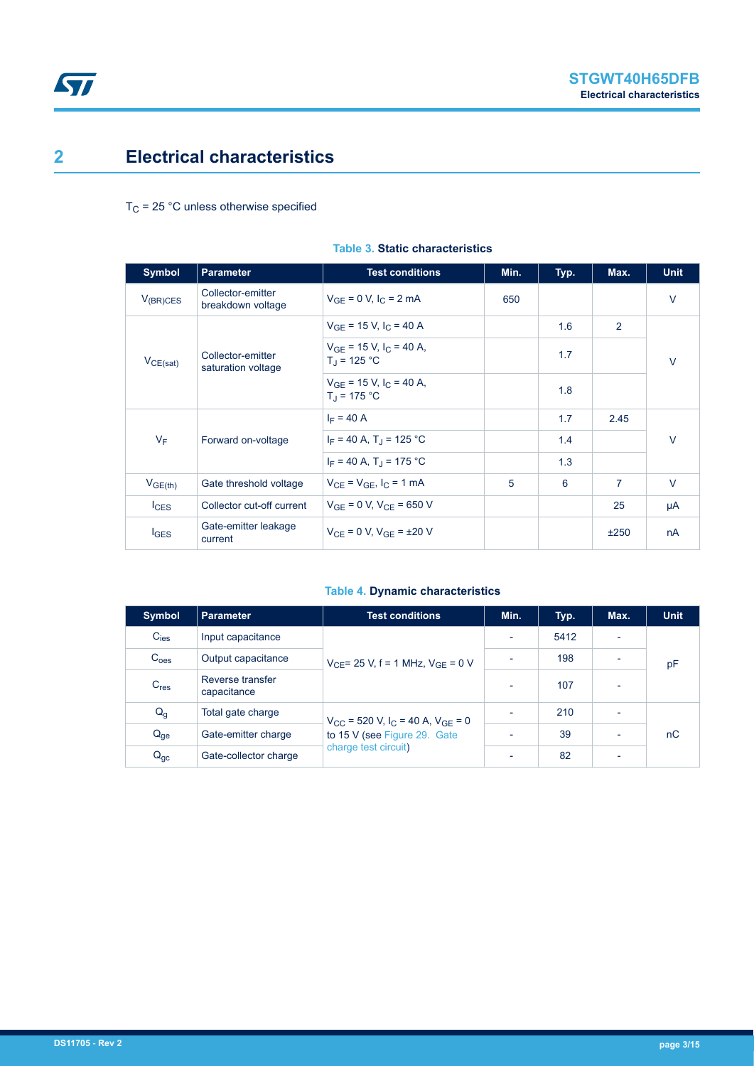# 2 Electrical characteristics

$T_C$ = 25 °C unless otherwise specified

**Table 3. Static characteristics**

| Symbol | Parameter | Test conditions | Min. | Typ. | Max. | Unit |
|---|---|---|---|---|---|---|
| $V_{(BR)CES}$ | Collector-emitter breakdown voltage | $V_{GE}$ = 0 V, $I_C$ = 2 mA | 650 | | | V |
| $V_{CE(sat)}$ | Collector-emitter saturation voltage | $V_{GE}$ = 15 V, $I_C$ = 40 A | | 1.6 | 2 | V |
| | | $V_{GE}$ = 15 V, $I_C$ = 40 A, $T_J$ = 125 °C | | 1.7 | | |
| | | $V_{GE}$ = 15 V, $I_C$ = 40 A, $T_J$ = 175 °C | | 1.8 | | |
| $V_F$ | Forward on-voltage | $I_F$ = 40 A | | 1.7 | 2.45 | V |
| | | $I_F$ = 40 A, $T_J$ = 125 °C | | 1.4 | | |
| | | $I_F$ = 40 A, $T_J$ = 175 °C | | 1.3 | | |
| $V_{GE(th)}$ | Gate threshold voltage | $V_{CE}$ = $V_{GE}$, $I_C$ = 1 mA | 5 | 6 | 7 | V |
| $I_{CES}$ | Collector cut-off current | $V_{GE}$ = 0 V, $V_{CE}$ = 650 V | | | 25 | µA |
| $I_{GES}$ | Gate-emitter leakage current | $V_{CE}$ = 0 V, $V_{GE}$ = ±20 V | | | ±250 | nA |

**Table 4. Dynamic characteristics**

| Symbol | Parameter | Test conditions | Min. | Typ. | Max. | Unit |
|---|---|---|---|---|---|---|
| $C_{ies}$ | Input capacitance | $V_{CE}$= 25 V, f = 1 MHz, $V_{GE}$ = 0 V | - | 5412 | - | pF |
| $C_{oes}$ | Output capacitance | | - | 198 | - | |
| $C_{res}$ | Reverse transfer capacitance | | - | 107 | - | |
| $Q_g$ | Total gate charge | $V_{CC}$ = 520 V, $I_C$ = 40 A, $V_{GE}$ = 0 to 15 V (see Figure 29. Gate charge test circuit) | - | 210 | - | nC |
| $Q_{ge}$ | Gate-emitter charge | | - | 39 | - | |
| $Q_{gc}$ | Gate-collector charge | | - | 82 | - | |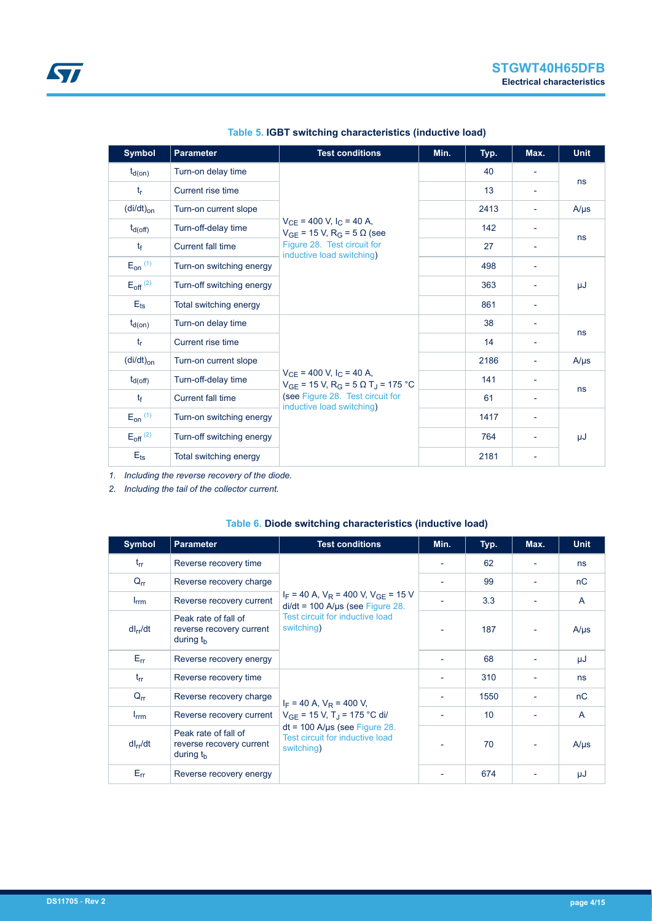**Table 5. IGBT switching characteristics (inductive load)**

| Symbol | Parameter | Test conditions | Min. | Typ. | Max. | Unit |
|---|---|---|---|---|---|---|
| $t_{d(on)}$ | Turn-on delay time | $V_{CE}$ = 400 V, $I_C$ = 40 A, $V_{GE}$ = 15 V, $R_G$ = 5 Ω (see Figure 28. Test circuit for inductive load switching) | | 40 | - | ns |
| $t_r$ | Current rise time | | | 13 | - | ns |
| $(di/dt)_{on}$ | Turn-on current slope | | | 2413 | - | A/μs |
| $t_{d(off)}$ | Turn-off-delay time | | | 142 | - | ns |
| $t_f$ | Current fall time | | | 27 | - | ns |
| $E_{on}$ (1) | Turn-on switching energy | | | 498 | - | μJ |
| $E_{off}$ (2) | Turn-off switching energy | | | 363 | - | μJ |
| $E_{ts}$ | Total switching energy | | | 861 | - | μJ |
| $t_{d(on)}$ | Turn-on delay time | $V_{CE}$ = 400 V, $I_C$ = 40 A, $V_{GE}$ = 15 V, $R_G$ = 5 Ω $T_J$ = 175 °C (see Figure 28. Test circuit for inductive load switching) | | 38 | - | ns |
| $t_r$ | Current rise time | | | 14 | - | ns |
| $(di/dt)_{on}$ | Turn-on current slope | | | 2186 | - | A/μs |
| $t_{d(off)}$ | Turn-off-delay time | | | 141 | - | ns |
| $t_f$ | Current fall time | | | 61 | - | ns |
| $E_{on}$ (1) | Turn-on switching energy | | | 1417 | - | μJ |
| $E_{off}$ (2) | Turn-off switching energy | | | 764 | - | μJ |
| $E_{ts}$ | Total switching energy | | | 2181 | - | μJ |

1. *Including the reverse recovery of the diode.*
2. *Including the tail of the collector current.*

**Table 6. Diode switching characteristics (inductive load)**

| Symbol | Parameter | Test conditions | Min. | Typ. | Max. | Unit |
|---|---|---|---|---|---|---|
| $t_{rr}$ | Reverse recovery time | $I_F$ = 40 A, $V_R$ = 400 V, $V_{GE}$ = 15 V di/dt = 100 A/μs (see Figure 28. Test circuit for inductive load switching) | - | 62 | - | ns |
| $Q_{rr}$ | Reverse recovery charge | | - | 99 | - | nC |
| $I_{rrm}$ | Reverse recovery current | | - | 3.3 | - | A |
| $dI_{rr}/dt$ | Peak rate of fall of reverse recovery current during $t_b$ | | - | 187 | - | A/μs |
| $E_{rr}$ | Reverse recovery energy | | - | 68 | - | μJ |
| $t_{rr}$ | Reverse recovery time | $I_F$ = 40 A, $V_R$ = 400 V, $V_{GE}$ = 15 V, $T_J$ = 175 °C di/dt = 100 A/μs (see Figure 28. Test circuit for inductive load switching) | - | 310 | - | ns |
| $Q_{rr}$ | Reverse recovery charge | | - | 1550 | - | nC |
| $I_{rrm}$ | Reverse recovery current | | - | 10 | - | A |
| $dI_{rr}/dt$ | Peak rate of fall of reverse recovery current during $t_b$ | | - | 70 | - | A/μs |
| $E_{rr}$ | Reverse recovery energy | | - | 674 | - | μJ |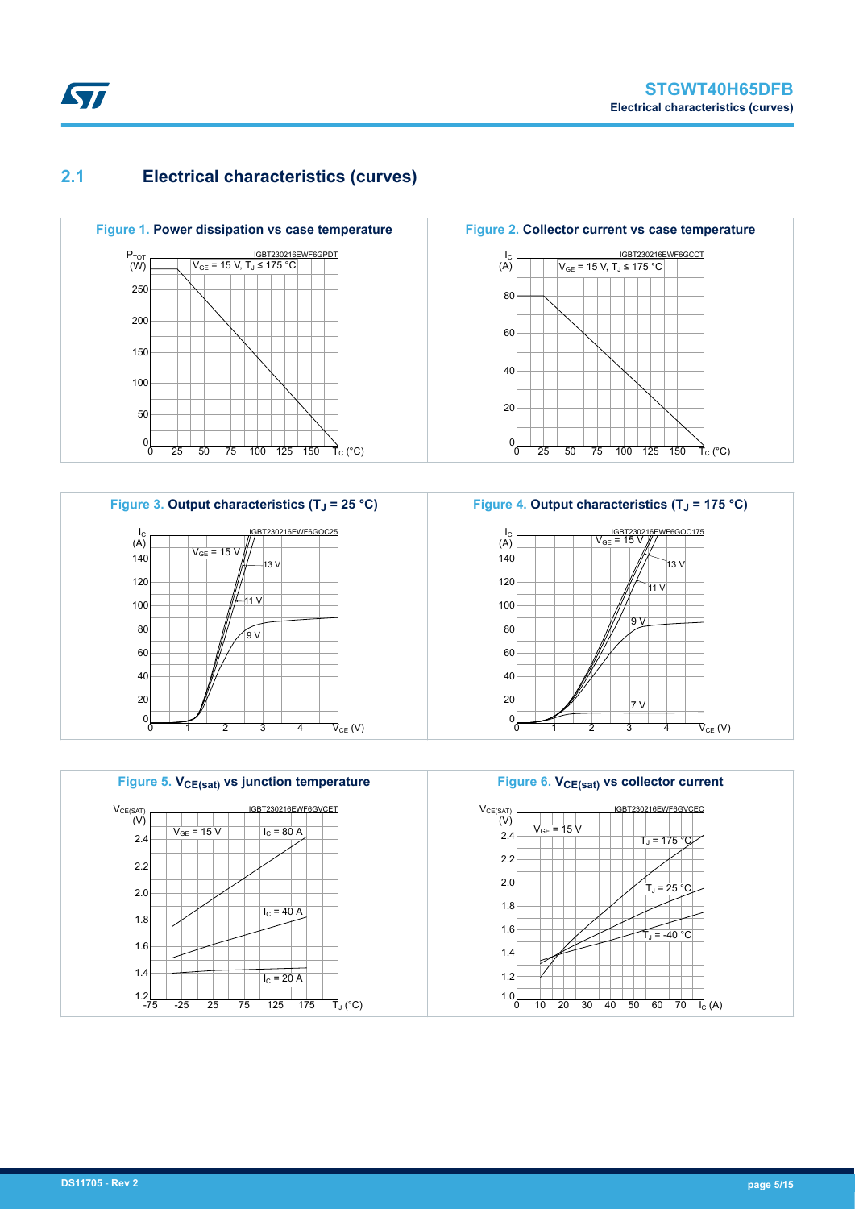## 2.1 Electrical characteristics (curves)

**Figure 1. Power dissipation vs case temperature**

**Figure 2. Collector current vs case temperature**

**Figure 3. Output characteristics ($T_J$ = 25 °C)**

**Figure 4. Output characteristics ($T_J$ = 175 °C)**

**Figure 5. $V_{CE(sat)}$ vs junction temperature**

**Figure 6. $V_{CE(sat)}$ vs collector current**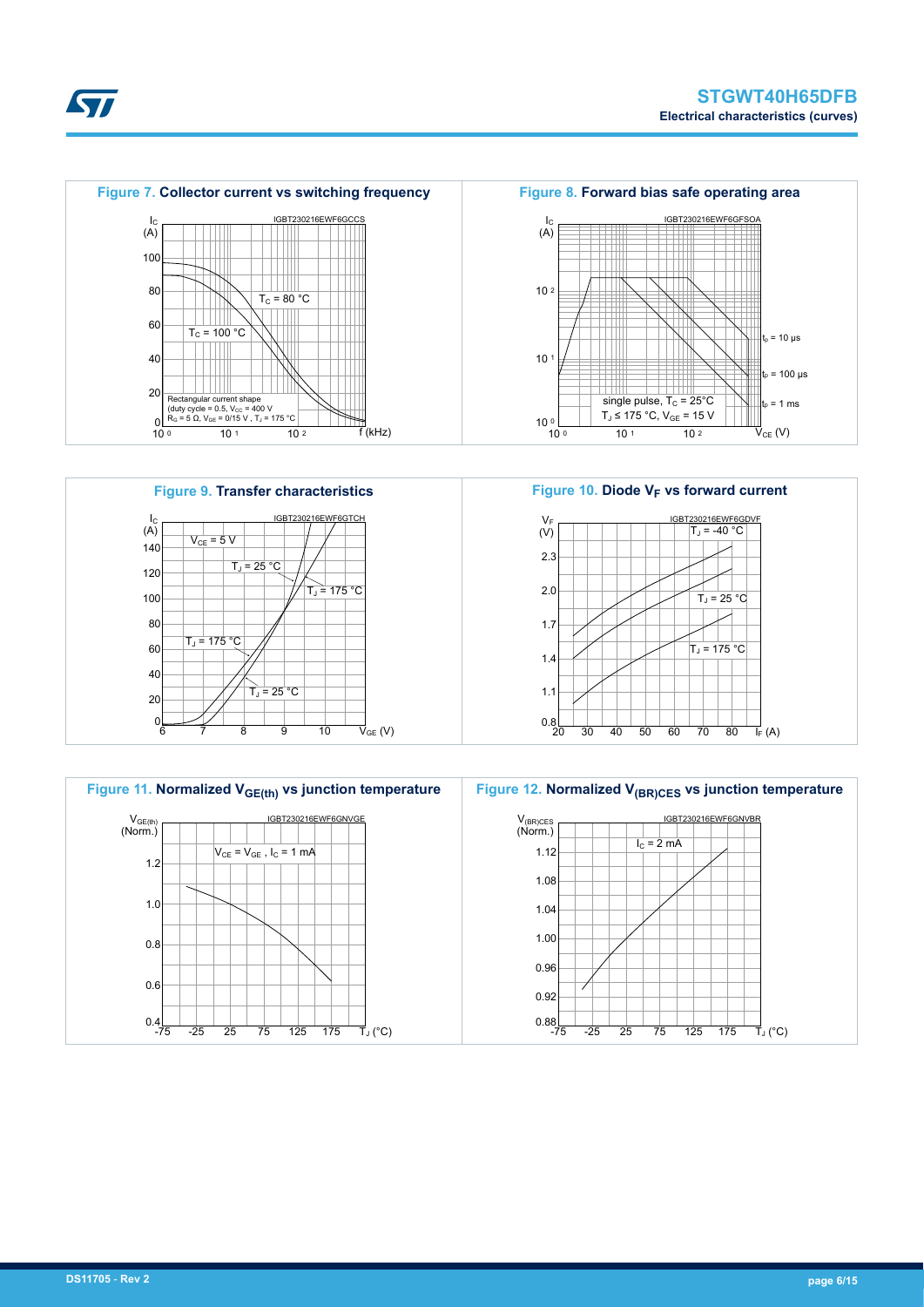**Figure 7. Collector current vs switching frequency**

**Figure 8. Forward bias safe operating area**

**Figure 9. Transfer characteristics**

**Figure 10. Diode $V_F$ vs forward current**

**Figure 11. Normalized $V_{GE(th)}$ vs junction temperature**

**Figure 12. Normalized $V_{(BR)CES}$ vs junction temperature**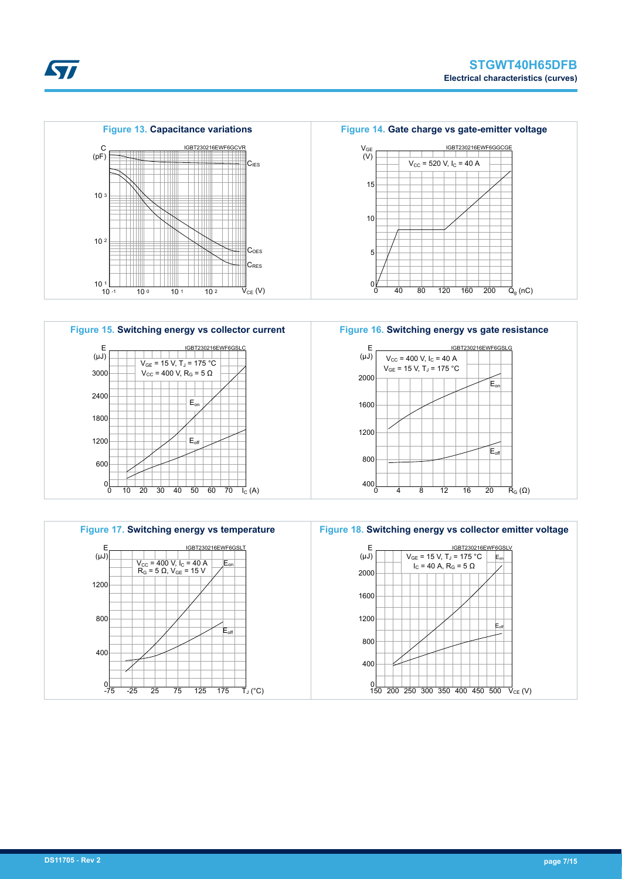**Figure 13. Capacitance variations**

**Figure 14. Gate charge vs gate-emitter voltage**

**Figure 15. Switching energy vs collector current**

**Figure 16. Switching energy vs gate resistance**

**Figure 17. Switching energy vs temperature**

**Figure 18. Switching energy vs collector emitter voltage**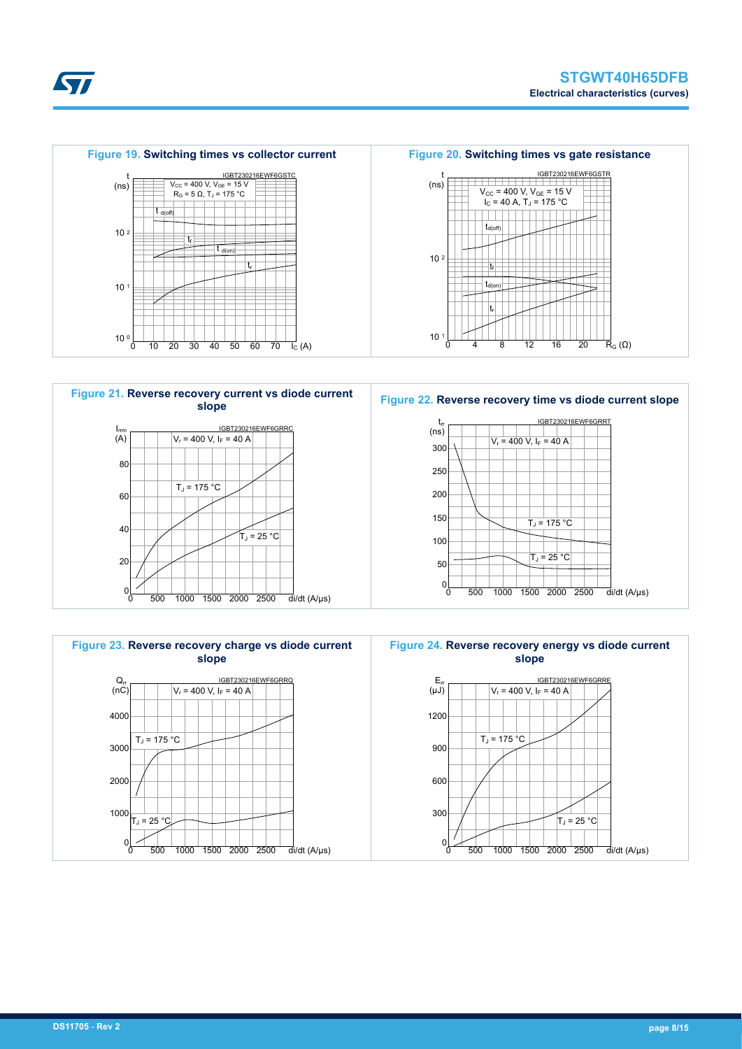**Figure 19. Switching times vs collector current**

**Figure 20. Switching times vs gate resistance**

**Figure 21. Reverse recovery current vs diode current slope**

**Figure 22. Reverse recovery time vs diode current slope**

**Figure 23. Reverse recovery charge vs diode current slope**

**Figure 24. Reverse recovery energy vs diode current slope**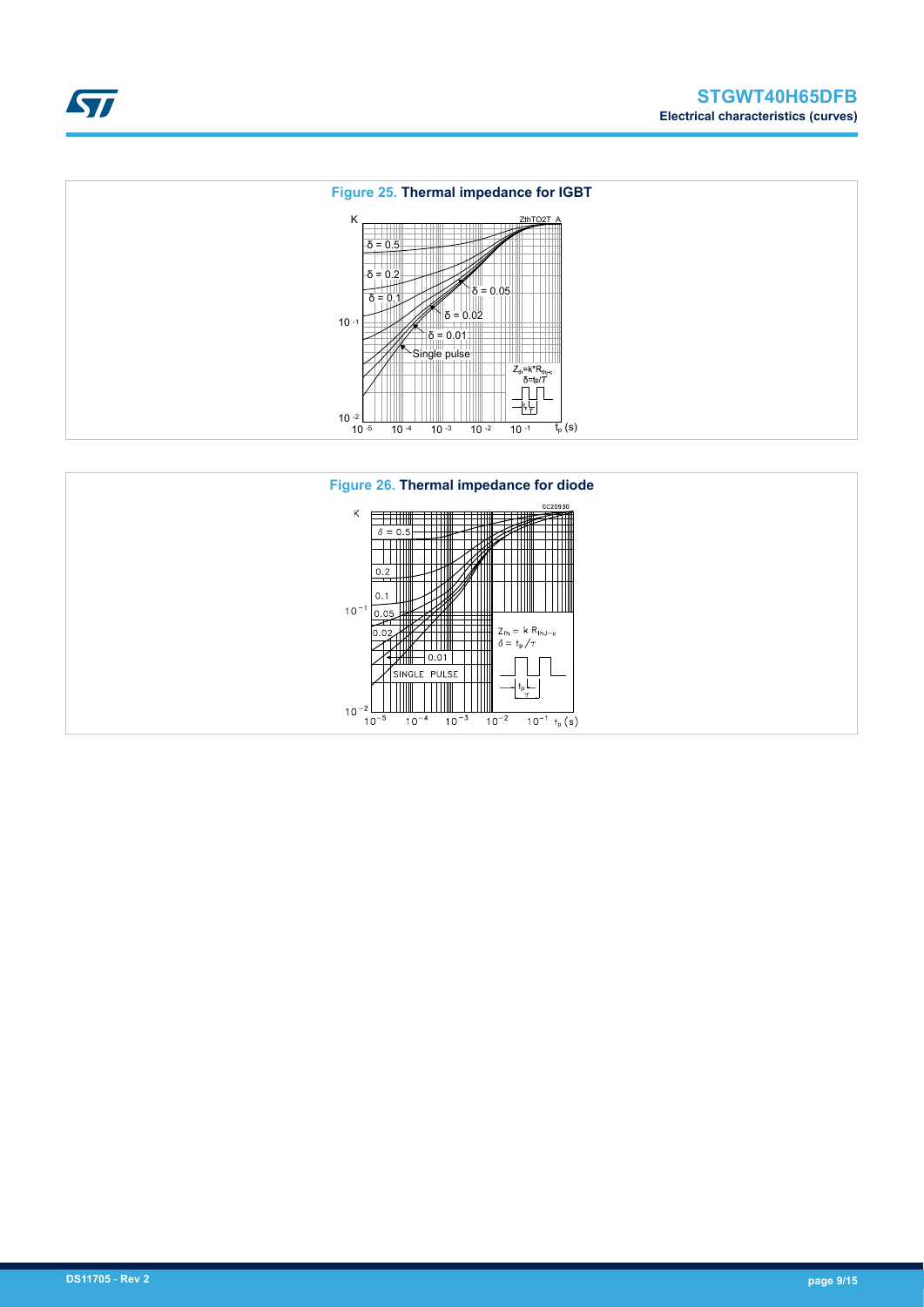Figure 25. Thermal impedance for IGBT

Figure 26. Thermal impedance for diode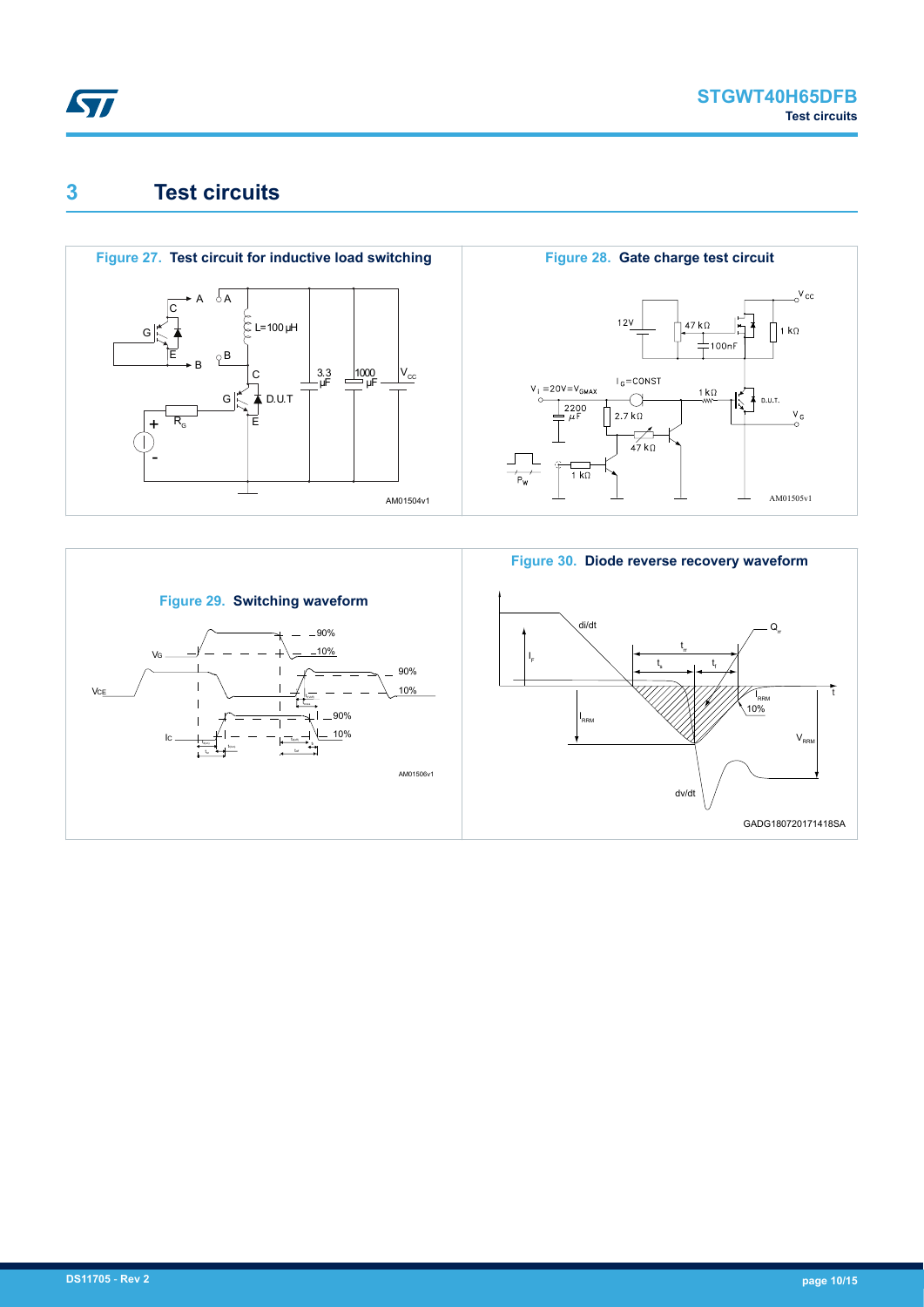# 3 Test circuits

**Figure 27. Test circuit for inductive load switching**

**Figure 28. Gate charge test circuit**

**Figure 29. Switching waveform**

**Figure 30. Diode reverse recovery waveform**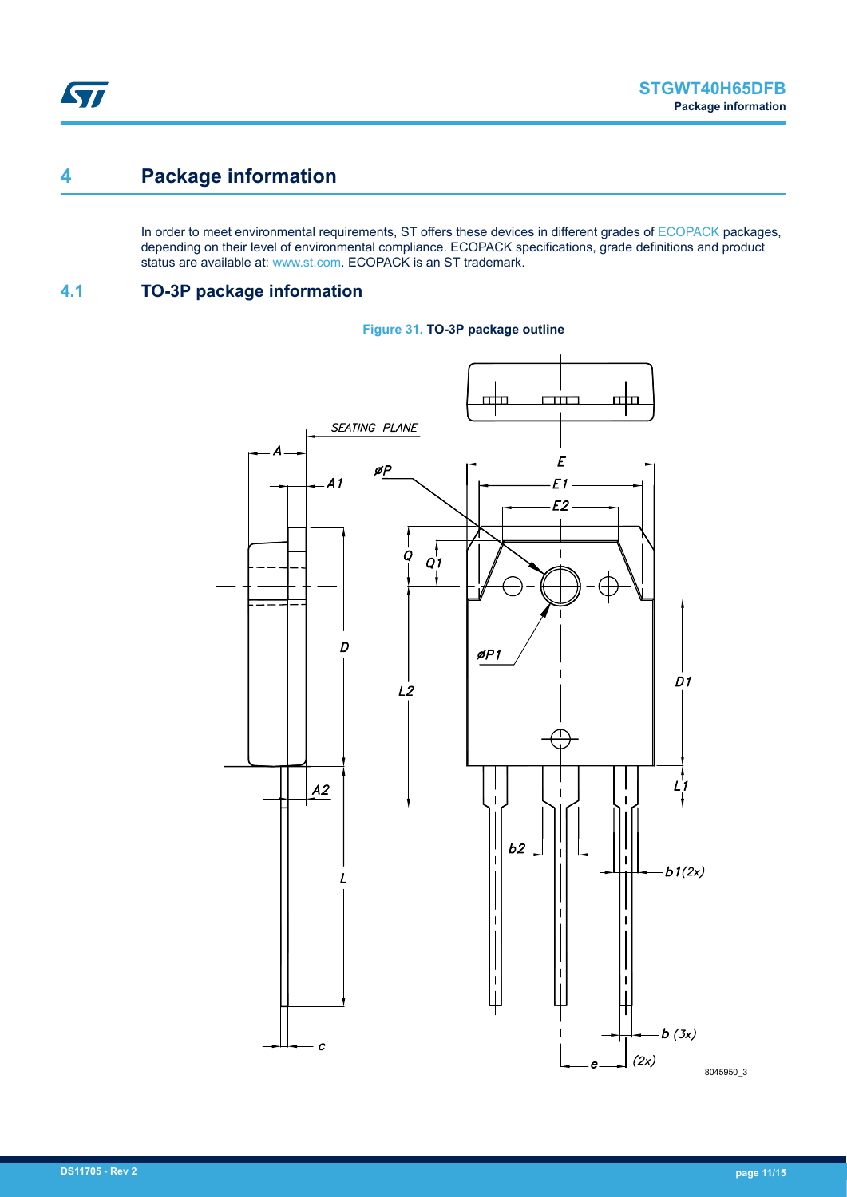# 4 Package information

In order to meet environmental requirements, ST offers these devices in different grades of ECOPACK packages, depending on their level of environmental compliance. ECOPACK specifications, grade definitions and product status are available at: www.st.com. ECOPACK is an ST trademark.

## 4.1 TO-3P package information

**Figure 31. TO-3P package outline**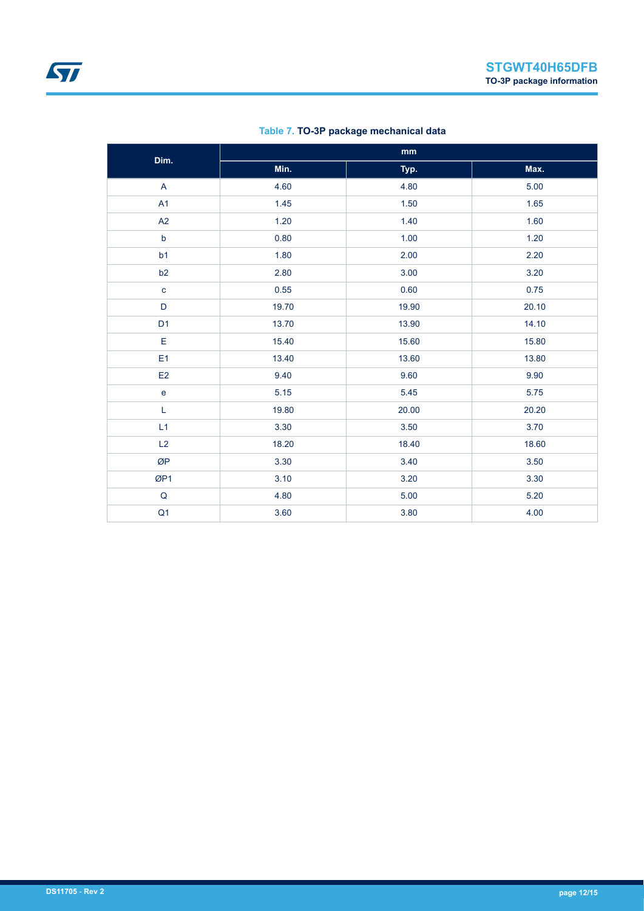**Table 7. TO-3P package mechanical data**

| Dim. | mm | | |
|---|---|---|---|
| | Min. | Typ. | Max. |
| A | 4.60 | 4.80 | 5.00 |
| A1 | 1.45 | 1.50 | 1.65 |
| A2 | 1.20 | 1.40 | 1.60 |
| b | 0.80 | 1.00 | 1.20 |
| b1 | 1.80 | 2.00 | 2.20 |
| b2 | 2.80 | 3.00 | 3.20 |
| c | 0.55 | 0.60 | 0.75 |
| D | 19.70 | 19.90 | 20.10 |
| D1 | 13.70 | 13.90 | 14.10 |
| E | 15.40 | 15.60 | 15.80 |
| E1 | 13.40 | 13.60 | 13.80 |
| E2 | 9.40 | 9.60 | 9.90 |
| e | 5.15 | 5.45 | 5.75 |
| L | 19.80 | 20.00 | 20.20 |
| L1 | 3.30 | 3.50 | 3.70 |
| L2 | 18.20 | 18.40 | 18.60 |
| ØP | 3.30 | 3.40 | 3.50 |
| ØP1 | 3.10 | 3.20 | 3.30 |
| Q | 4.80 | 5.00 | 5.20 |
| Q1 | 3.60 | 3.80 | 4.00 |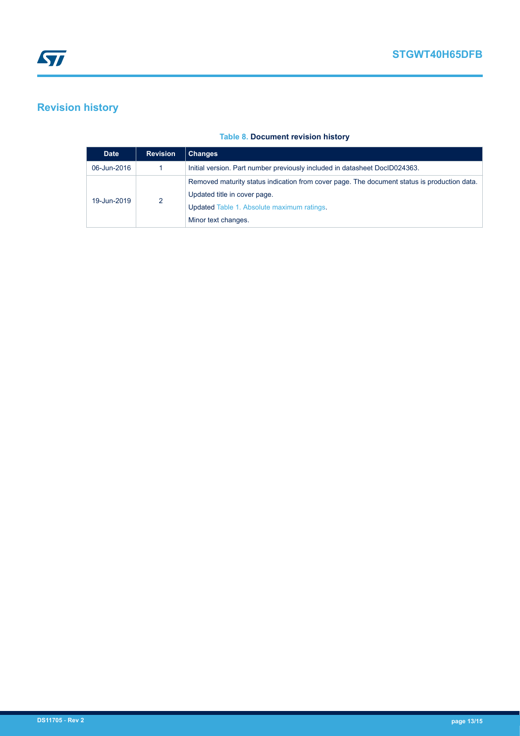# Revision history

**Table 8. Document revision history**

| Date | Revision | Changes |
|---|---|---|
| 06-Jun-2016 | 1 | Initial version. Part number previously included in datasheet DocID024363. |
| 19-Jun-2019 | 2 | Removed maturity status indication from cover page. The document status is production data.<br>Updated title in cover page.<br>Updated Table 1. Absolute maximum ratings.<br>Minor text changes. |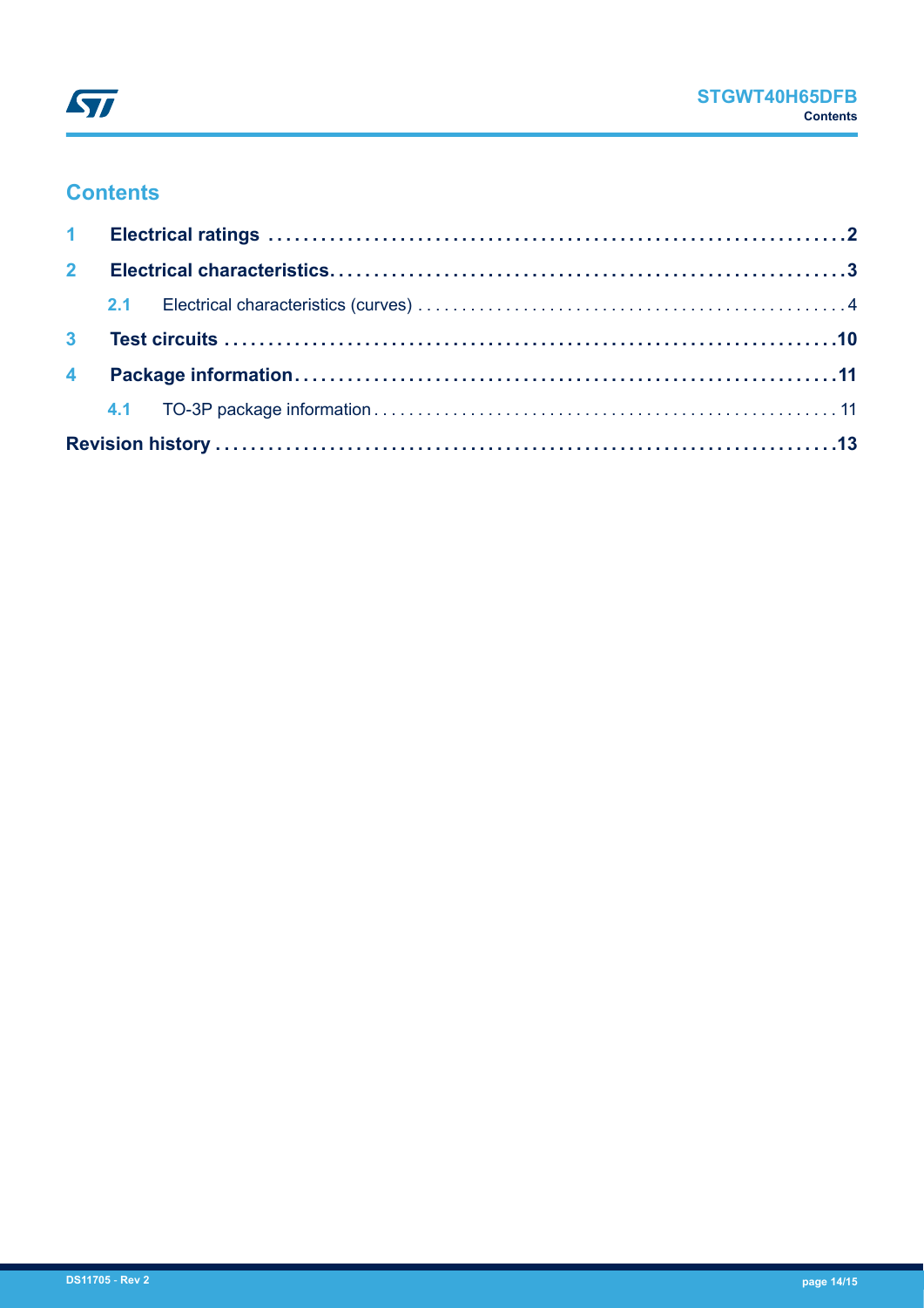## Contents

| | | |
|---|---|---|
| **1** | **Electrical ratings** | **2** |
| **2** | **Electrical characteristics** | **3** |
| 2.1 | Electrical characteristics (curves) | 4 |
| **3** | **Test circuits** | **10** |
| **4** | **Package information** | **11** |
| 4.1 | TO-3P package information | 11 |
| **Revision history** | | **13** |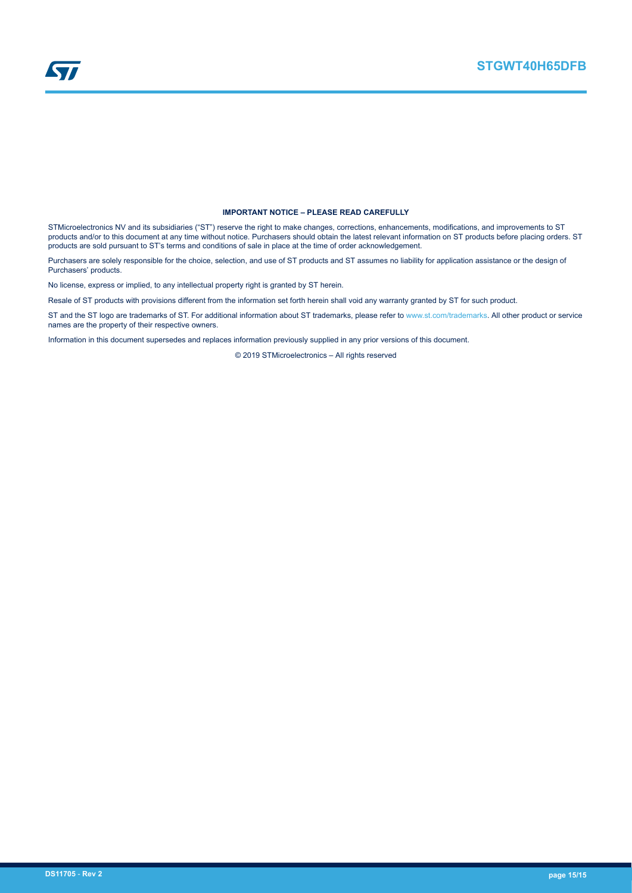**IMPORTANT NOTICE – PLEASE READ CAREFULLY**

STMicroelectronics NV and its subsidiaries ("ST") reserve the right to make changes, corrections, enhancements, modifications, and improvements to ST products and/or to this document at any time without notice. Purchasers should obtain the latest relevant information on ST products before placing orders. ST products are sold pursuant to ST's terms and conditions of sale in place at the time of order acknowledgement.

Purchasers are solely responsible for the choice, selection, and use of ST products and ST assumes no liability for application assistance or the design of Purchasers' products.

No license, express or implied, to any intellectual property right is granted by ST herein.

Resale of ST products with provisions different from the information set forth herein shall void any warranty granted by ST for such product.

ST and the ST logo are trademarks of ST. For additional information about ST trademarks, please refer to www.st.com/trademarks. All other product or service names are the property of their respective owners.

Information in this document supersedes and replaces information previously supplied in any prior versions of this document.

© 2019 STMicroelectronics – All rights reserved